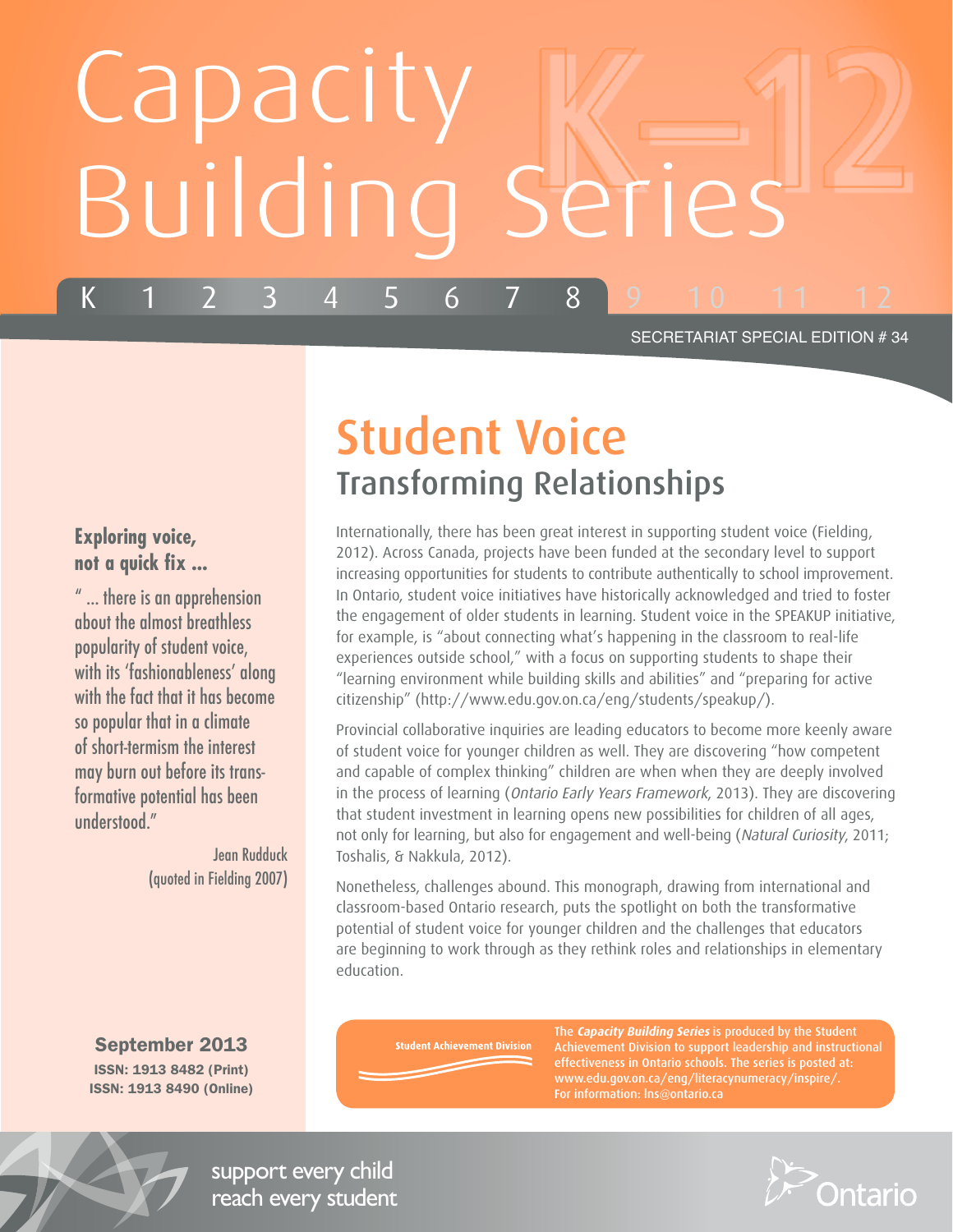# Capacity Building Series

K 1 2 3 4 5 6 7 8 9 10 11 12

SECRETARIAT SPECIAL EDITION # 34

## Student Voice

### Transforming Relationships

Internationally, there has been great interest in supporting student voice (Fielding, 2012). Across Canada, projects have been funded at the secondary level to support increasing opportunities for students to contribute authentically to school improvement. In Ontario, student voice initiatives have historically acknowledged and tried to foster the engagement of older students in learning. Student voice in the SPEAKUP initiative, for example, is "about connecting what's happening in the classroom to real-life experiences outside school," with a focus on supporting students to shape their "learning environment while building skills and abilities" and "preparing for active citizenship" (http://www.edu.gov.on.ca/eng/students/speakup/).

Provincial collaborative inquiries are leading educators to become more keenly aware of student voice for younger children as well. They are discovering "how competent and capable of complex thinking" children are when when they are deeply involved in the process of learning (*Ontario Early Years Framework*, 2013). They are discovering that student investment in learning opens new possibilities for children of all ages, not only for learning, but also for engagement and well-being (*Natural Curiosity*, 2011; Toshalis, & Nakkula, 2012).

Nonetheless, challenges abound. This monograph, drawing from international and classroom-based Ontario research, puts the spotlight on both the transformative potential of student voice for younger children and the challenges that educators are beginning to work through as they rethink roles and relationships in elementary education.

**Exploring voice, not a quick fix ...**

" ... there is an apprehension about the almost breathless popularity of student voice, with its 'fashionableness' along with the fact that it has become so popular that in a climate of short-termism the interest may burn out before its transformative potential has been understood."

Jean Rudduck
(quoted in Fielding 2007)

**September 2013**
**ISSN: 1913 8482 (Print)**
**ISSN: 1913 8490 (Online)**

Student Achievement Division

The ***Capacity Building Series*** is produced by the Student Achievement Division to support leadership and instructional effectiveness in Ontario schools. The series is posted at: www.edu.gov.on.ca/eng/literacynumeracy/inspire/. For information: lns@ontario.ca

support every child
reach every student

Ontario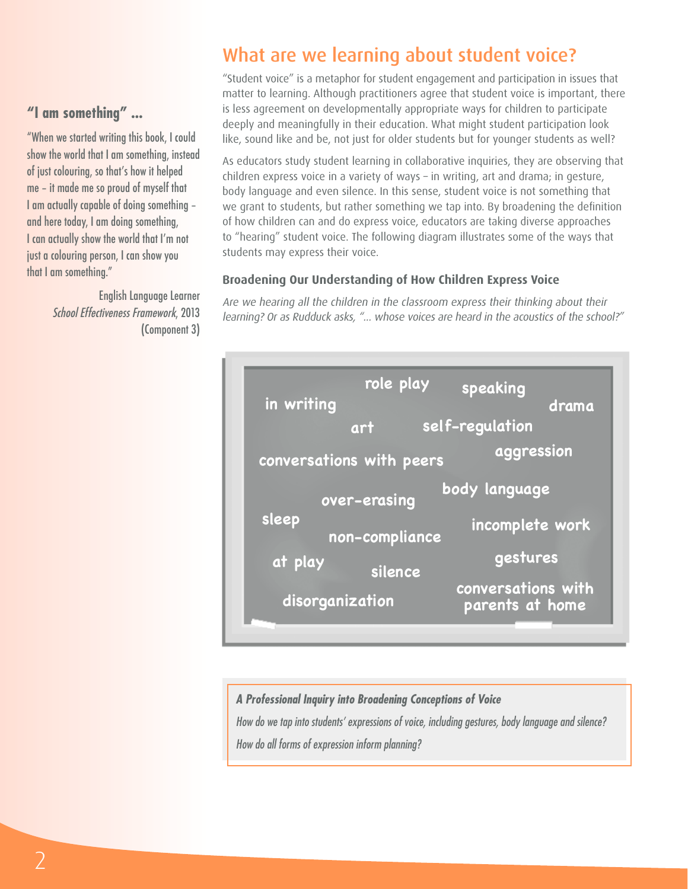## "I am something" ...

"When we started writing this book, I could show the world that I am something, instead of just colouring, so that's how it helped me – it made me so proud of myself that I am actually capable of doing something – and here today, I am doing something, I can actually show the world that I'm not just a colouring person, I can show you that I am something."

English Language Learner
*School Effectiveness Framework*, 2013
(Component 3)

# What are we learning about student voice?

"Student voice" is a metaphor for student engagement and participation in issues that matter to learning. Although practitioners agree that student voice is important, there is less agreement on developmentally appropriate ways for children to participate deeply and meaningfully in their education. What might student participation look like, sound like and be, not just for older students but for younger students as well?

As educators study student learning in collaborative inquiries, they are observing that children express voice in a variety of ways – in writing, art and drama; in gesture, body language and even silence. In this sense, student voice is not something that we grant to students, but rather something we tap into. By broadening the definition of how children can and do express voice, educators are taking diverse approaches to "hearing" student voice. The following diagram illustrates some of the ways that students may express their voice.

### Broadening Our Understanding of How Children Express Voice

*Are we hearing all the children in the classroom express their thinking about their learning? Or as Rudduck asks, "... whose voices are heard in the acoustics of the school?"*

role play
speaking
in writing
drama
art
self-regulation
conversations with peers
aggression
body language
over-erasing
sleep
incomplete work
non-compliance
at play
gestures
silence
conversations with parents at home
disorganization

***A Professional Inquiry into Broadening Conceptions of Voice***

*How do we tap into students' expressions of voice, including gestures, body language and silence?*

*How do all forms of expression inform planning?*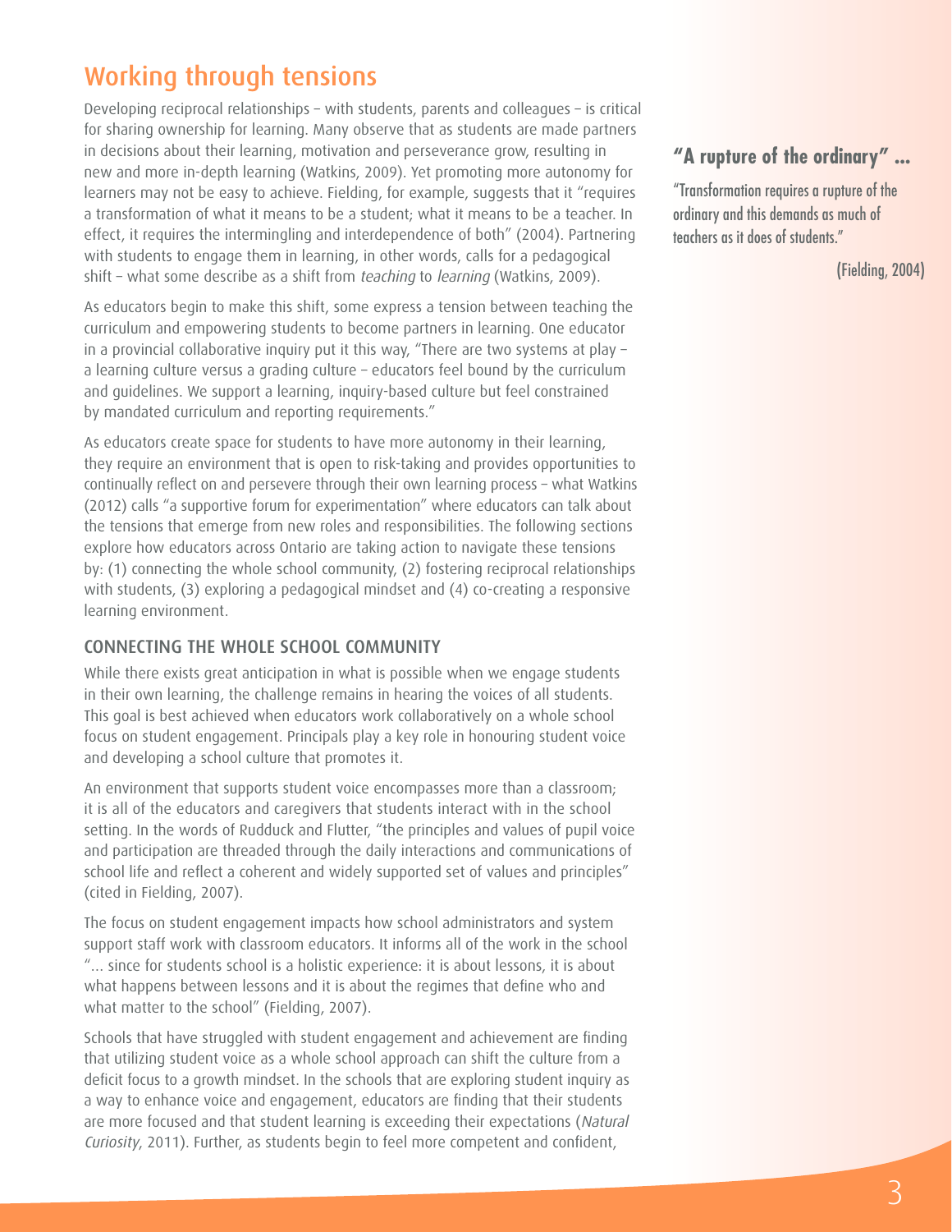## Working through tensions

Developing reciprocal relationships – with students, parents and colleagues – is critical for sharing ownership for learning. Many observe that as students are made partners in decisions about their learning, motivation and perseverance grow, resulting in new and more in-depth learning (Watkins, 2009). Yet promoting more autonomy for learners may not be easy to achieve. Fielding, for example, suggests that it "requires a transformation of what it means to be a student; what it means to be a teacher. In effect, it requires the intermingling and interdependence of both" (2004). Partnering with students to engage them in learning, in other words, calls for a pedagogical shift – what some describe as a shift from *teaching* to *learning* (Watkins, 2009).

As educators begin to make this shift, some express a tension between teaching the curriculum and empowering students to become partners in learning. One educator in a provincial collaborative inquiry put it this way, "There are two systems at play – a learning culture versus a grading culture – educators feel bound by the curriculum and guidelines. We support a learning, inquiry-based culture but feel constrained by mandated curriculum and reporting requirements."

As educators create space for students to have more autonomy in their learning, they require an environment that is open to risk-taking and provides opportunities to continually reflect on and persevere through their own learning process – what Watkins (2012) calls "a supportive forum for experimentation" where educators can talk about the tensions that emerge from new roles and responsibilities. The following sections explore how educators across Ontario are taking action to navigate these tensions by: (1) connecting the whole school community, (2) fostering reciprocal relationships with students, (3) exploring a pedagogical mindset and (4) co-creating a responsive learning environment.

### CONNECTING THE WHOLE SCHOOL COMMUNITY

While there exists great anticipation in what is possible when we engage students in their own learning, the challenge remains in hearing the voices of all students. This goal is best achieved when educators work collaboratively on a whole school focus on student engagement. Principals play a key role in honouring student voice and developing a school culture that promotes it.

An environment that supports student voice encompasses more than a classroom; it is all of the educators and caregivers that students interact with in the school setting. In the words of Rudduck and Flutter, "the principles and values of pupil voice and participation are threaded through the daily interactions and communications of school life and reflect a coherent and widely supported set of values and principles" (cited in Fielding, 2007).

The focus on student engagement impacts how school administrators and system support staff work with classroom educators. It informs all of the work in the school "... since for students school is a holistic experience: it is about lessons, it is about what happens between lessons and it is about the regimes that define who and what matter to the school" (Fielding, 2007).

Schools that have struggled with student engagement and achievement are finding that utilizing student voice as a whole school approach can shift the culture from a deficit focus to a growth mindset. In the schools that are exploring student inquiry as a way to enhance voice and engagement, educators are finding that their students are more focused and that student learning is exceeding their expectations (*Natural Curiosity*, 2011). Further, as students begin to feel more competent and confident,

**"A rupture of the ordinary" ...**

"Transformation requires a rupture of the ordinary and this demands as much of teachers as it does of students."

(Fielding, 2004)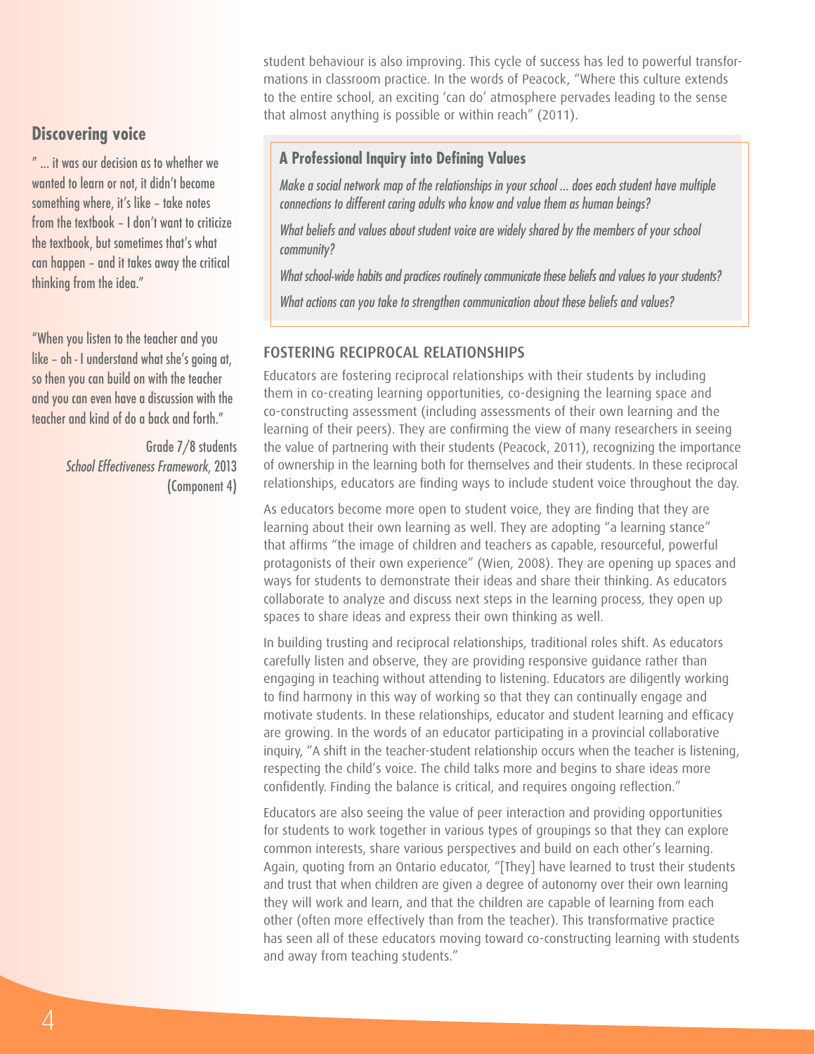student behaviour is also improving. This cycle of success has led to powerful transformations in classroom practice. In the words of Peacock, "Where this culture extends to the entire school, an exciting 'can do' atmosphere pervades leading to the sense that almost anything is possible or within reach" (2011).

### Discovering voice

" ... it was our decision as to whether we wanted to learn or not, it didn't become something where, it's like – take notes from the textbook – I don't want to criticize the textbook, but sometimes that's what can happen – and it takes away the critical thinking from the idea."

"When you listen to the teacher and you like – oh - I understand what she's going at, so then you can build on with the teacher and you can even have a discussion with the teacher and kind of do a back and forth."

Grade 7/8 students
*School Effectiveness Framework*, 2013
(Component 4)

### A Professional Inquiry into Defining Values

*Make a social network map of the relationships in your school ... does each student have multiple connections to different caring adults who know and value them as human beings?*

*What beliefs and values about student voice are widely shared by the members of your school community?*

*What school-wide habits and practices routinely communicate these beliefs and values to your students?*

*What actions can you take to strengthen communication about these beliefs and values?*

## FOSTERING RECIPROCAL RELATIONSHIPS

Educators are fostering reciprocal relationships with their students by including them in co-creating learning opportunities, co-designing the learning space and co-constructing assessment (including assessments of their own learning and the learning of their peers). They are confirming the view of many researchers in seeing the value of partnering with their students (Peacock, 2011), recognizing the importance of ownership in the learning both for themselves and their students. In these reciprocal relationships, educators are finding ways to include student voice throughout the day.

As educators become more open to student voice, they are finding that they are learning about their own learning as well. They are adopting "a learning stance" that affirms "the image of children and teachers as capable, resourceful, powerful protagonists of their own experience" (Wien, 2008). They are opening up spaces and ways for students to demonstrate their ideas and share their thinking. As educators collaborate to analyze and discuss next steps in the learning process, they open up spaces to share ideas and express their own thinking as well.

In building trusting and reciprocal relationships, traditional roles shift. As educators carefully listen and observe, they are providing responsive guidance rather than engaging in teaching without attending to listening. Educators are diligently working to find harmony in this way of working so that they can continually engage and motivate students. In these relationships, educator and student learning and efficacy are growing. In the words of an educator participating in a provincial collaborative inquiry, "A shift in the teacher-student relationship occurs when the teacher is listening, respecting the child's voice. The child talks more and begins to share ideas more confidently. Finding the balance is critical, and requires ongoing reflection."

Educators are also seeing the value of peer interaction and providing opportunities for students to work together in various types of groupings so that they can explore common interests, share various perspectives and build on each other's learning. Again, quoting from an Ontario educator, "[They] have learned to trust their students and trust that when children are given a degree of autonomy over their own learning they will work and learn, and that the children are capable of learning from each other (often more effectively than from the teacher). This transformative practice has seen all of these educators moving toward co-constructing learning with students and away from teaching students."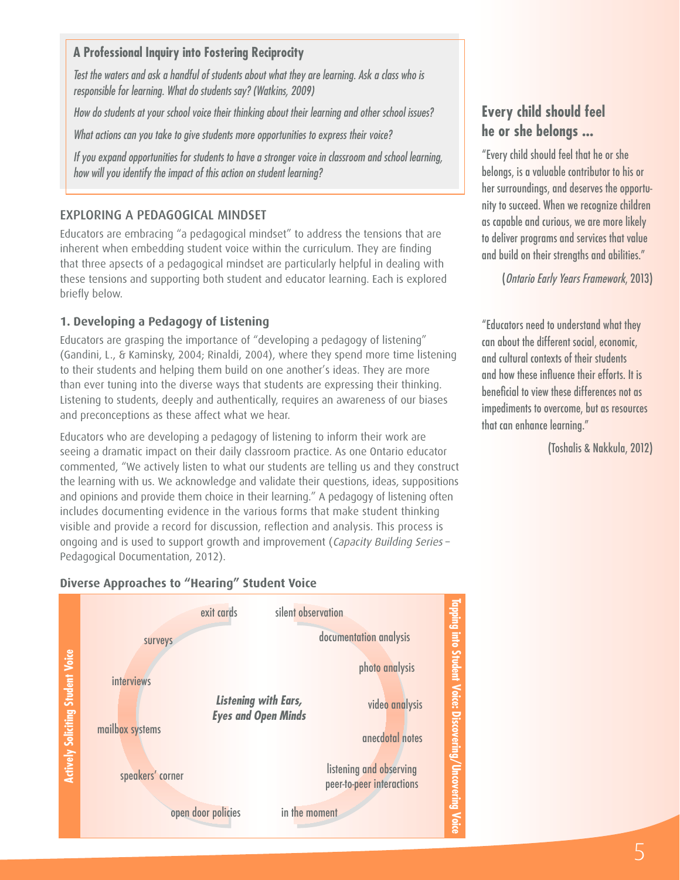### A Professional Inquiry into Fostering Reciprocity

*Test the waters and ask a handful of students about what they are learning. Ask a class who is responsible for learning. What do students say? (Watkins, 2009)*

*How do students at your school voice their thinking about their learning and other school issues?*

*What actions can you take to give students more opportunities to express their voice?*

*If you expand opportunities for students to have a stronger voice in classroom and school learning, how will you identify the impact of this action on student learning?*

## EXPLORING A PEDAGOGICAL MINDSET

Educators are embracing "a pedagogical mindset" to address the tensions that are inherent when embedding student voice within the curriculum. They are finding that three apsects of a pedagogical mindset are particularly helpful in dealing with these tensions and supporting both student and educator learning. Each is explored briefly below.

### 1. Developing a Pedagogy of Listening

Educators are grasping the importance of "developing a pedagogy of listening" (Gandini, L., & Kaminsky, 2004; Rinaldi, 2004), where they spend more time listening to their students and helping them build on one another's ideas. They are more than ever tuning into the diverse ways that students are expressing their thinking. Listening to students, deeply and authentically, requires an awareness of our biases and preconceptions as these affect what we hear.

Educators who are developing a pedagogy of listening to inform their work are seeing a dramatic impact on their daily classroom practice. As one Ontario educator commented, "We actively listen to what our students are telling us and they construct the learning with us. We acknowledge and validate their questions, ideas, suppositions and opinions and provide them choice in their learning." A pedagogy of listening often includes documenting evidence in the various forms that make student thinking visible and provide a record for discussion, reflection and analysis. This process is ongoing and is used to support growth and improvement (*Capacity Building Series* – Pedagogical Documentation, 2012).

### Diverse Approaches to "Hearing" Student Voice

***Listening with Ears, Eyes and Open Minds***

**Actively Soliciting Student Voice**
- exit cards
- surveys
- interviews
- mailbox systems
- speakers' corner
- open door policies

**Tapping into Student Voice: Discovering/Uncovering Voice**
- silent observation
- documentation analysis
- photo analysis
- video analysis
- anecdotal notes
- listening and observing peer-to-peer interactions
- in the moment

## Every child should feel he or she belongs ...

"Every child should feel that he or she belongs, is a valuable contributor to his or her surroundings, and deserves the opportunity to succeed. When we recognize children as capable and curious, we are more likely to deliver programs and services that value and build on their strengths and abilities."

(*Ontario Early Years Framework*, 2013)

"Educators need to understand what they can about the different social, economic, and cultural contexts of their students and how these influence their efforts. It is beneficial to view these differences not as impediments to overcome, but as resources that can enhance learning."

(Toshalis & Nakkula, 2012)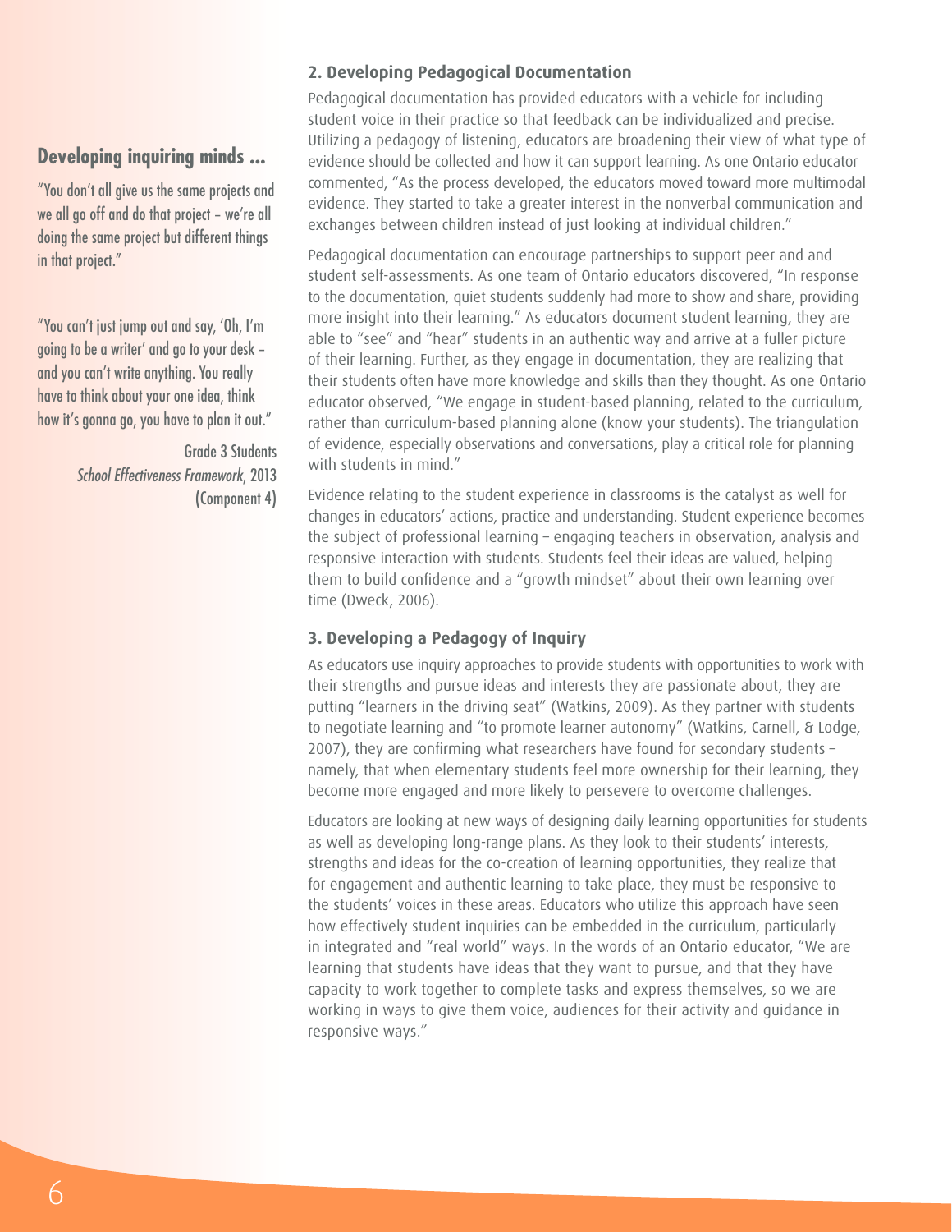## Developing inquiring minds ...

"You don't all give us the same projects and we all go off and do that project – we're all doing the same project but different things in that project."

"You can't just jump out and say, 'Oh, I'm going to be a writer' and go to your desk – and you can't write anything. You really have to think about your one idea, think how it's gonna go, you have to plan it out."

Grade 3 Students
*School Effectiveness Framework*, 2013
(Component 4)

### 2. Developing Pedagogical Documentation

Pedagogical documentation has provided educators with a vehicle for including student voice in their practice so that feedback can be individualized and precise. Utilizing a pedagogy of listening, educators are broadening their view of what type of evidence should be collected and how it can support learning. As one Ontario educator commented, "As the process developed, the educators moved toward more multimodal evidence. They started to take a greater interest in the nonverbal communication and exchanges between children instead of just looking at individual children."

Pedagogical documentation can encourage partnerships to support peer and and student self-assessments. As one team of Ontario educators discovered, "In response to the documentation, quiet students suddenly had more to show and share, providing more insight into their learning." As educators document student learning, they are able to "see" and "hear" students in an authentic way and arrive at a fuller picture of their learning. Further, as they engage in documentation, they are realizing that their students often have more knowledge and skills than they thought. As one Ontario educator observed, "We engage in student-based planning, related to the curriculum, rather than curriculum-based planning alone (know your students). The triangulation of evidence, especially observations and conversations, play a critical role for planning with students in mind."

Evidence relating to the student experience in classrooms is the catalyst as well for changes in educators' actions, practice and understanding. Student experience becomes the subject of professional learning – engaging teachers in observation, analysis and responsive interaction with students. Students feel their ideas are valued, helping them to build confidence and a "growth mindset" about their own learning over time (Dweck, 2006).

### 3. Developing a Pedagogy of Inquiry

As educators use inquiry approaches to provide students with opportunities to work with their strengths and pursue ideas and interests they are passionate about, they are putting "learners in the driving seat" (Watkins, 2009). As they partner with students to negotiate learning and "to promote learner autonomy" (Watkins, Carnell, & Lodge, 2007), they are confirming what researchers have found for secondary students – namely, that when elementary students feel more ownership for their learning, they become more engaged and more likely to persevere to overcome challenges.

Educators are looking at new ways of designing daily learning opportunities for students as well as developing long-range plans. As they look to their students' interests, strengths and ideas for the co-creation of learning opportunities, they realize that for engagement and authentic learning to take place, they must be responsive to the students' voices in these areas. Educators who utilize this approach have seen how effectively student inquiries can be embedded in the curriculum, particularly in integrated and "real world" ways. In the words of an Ontario educator, "We are learning that students have ideas that they want to pursue, and that they have capacity to work together to complete tasks and express themselves, so we are working in ways to give them voice, audiences for their activity and guidance in responsive ways."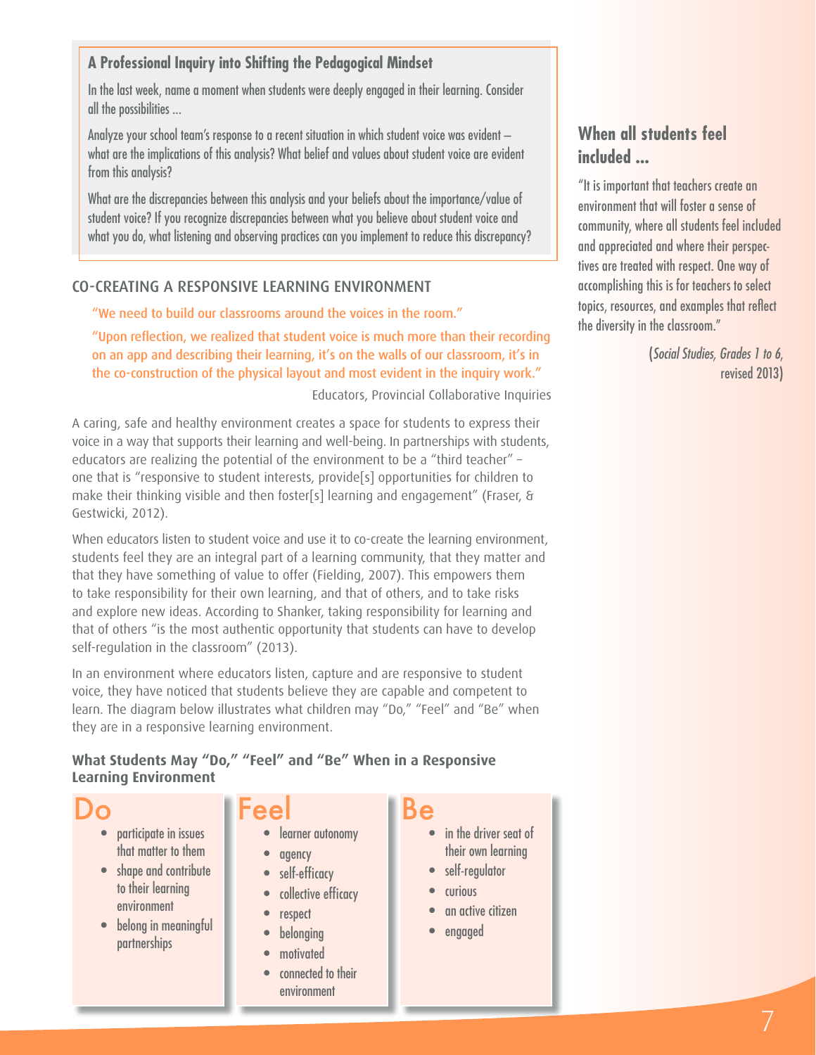### A Professional Inquiry into Shifting the Pedagogical Mindset

In the last week, name a moment when students were deeply engaged in their learning. Consider all the possibilities ...

Analyze your school team's response to a recent situation in which student voice was evident – what are the implications of this analysis? What belief and values about student voice are evident from this analysis?

What are the discrepancies between this analysis and your beliefs about the importance/value of student voice? If you recognize discrepancies between what you believe about student voice and what you do, what listening and observing practices can you implement to reduce this discrepancy?

## CO-CREATING A RESPONSIVE LEARNING ENVIRONMENT

"We need to build our classrooms around the voices in the room."

"Upon reflection, we realized that student voice is much more than their recording on an app and describing their learning, it's on the walls of our classroom, it's in the co-construction of the physical layout and most evident in the inquiry work."

Educators, Provincial Collaborative Inquiries

A caring, safe and healthy environment creates a space for students to express their voice in a way that supports their learning and well-being. In partnerships with students, educators are realizing the potential of the environment to be a "third teacher" – one that is "responsive to student interests, provide[s] opportunities for children to make their thinking visible and then foster[s] learning and engagement" (Fraser, & Gestwicki, 2012).

When educators listen to student voice and use it to co-create the learning environment, students feel they are an integral part of a learning community, that they matter and that they have something of value to offer (Fielding, 2007). This empowers them to take responsibility for their own learning, and that of others, and to take risks and explore new ideas. According to Shanker, taking responsibility for learning and that of others "is the most authentic opportunity that students can have to develop self-regulation in the classroom" (2013).

In an environment where educators listen, capture and are responsive to student voice, they have noticed that students believe they are capable and competent to learn. The diagram below illustrates what children may "Do," "Feel" and "Be" when they are in a responsive learning environment.

**What Students May "Do," "Feel" and "Be" When in a Responsive Learning Environment**

**Do**
- participate in issues that matter to them
- shape and contribute to their learning environment
- belong in meaningful partnerships

**Feel**
- learner autonomy
- agency
- self-efficacy
- collective efficacy
- respect
- belonging
- motivated
- connected to their environment

**Be**
- in the driver seat of their own learning
- self-regulator
- curious
- an active citizen
- engaged

### When all students feel included ...

"It is important that teachers create an environment that will foster a sense of community, where all students feel included and appreciated and where their perspectives are treated with respect. One way of accomplishing this is for teachers to select topics, resources, and examples that reflect the diversity in the classroom."

(*Social Studies, Grades 1 to 6*, revised 2013)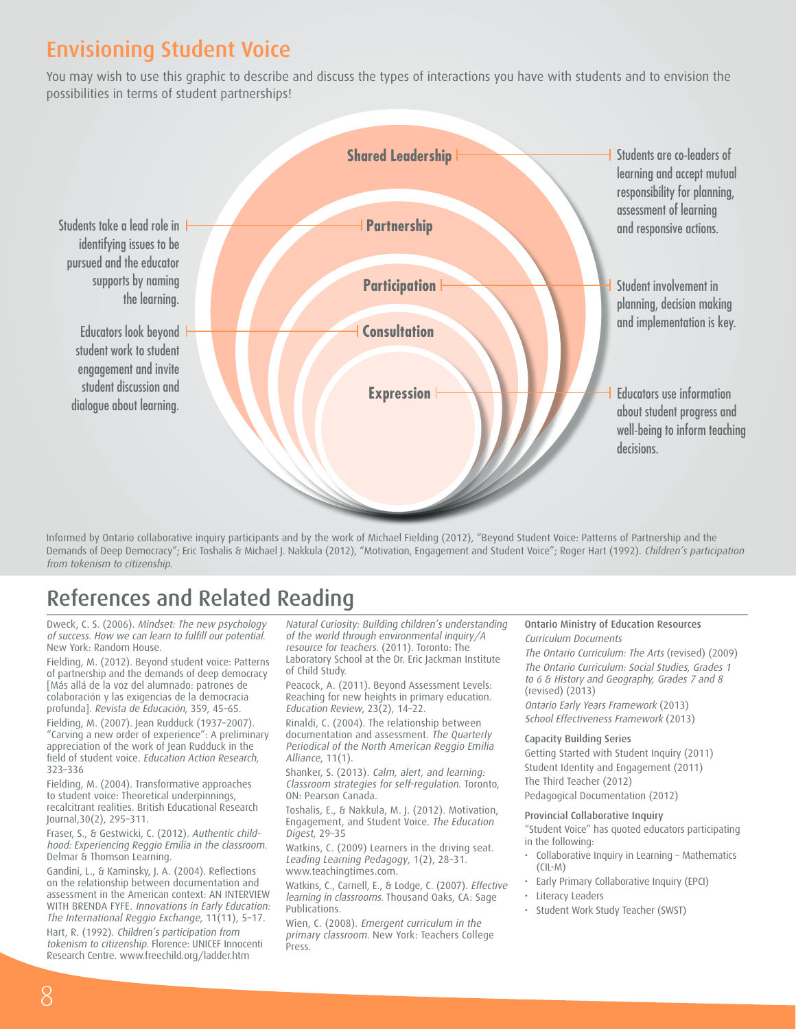## Envisioning Student Voice

You may wish to use this graphic to describe and discuss the types of interactions you have with students and to envision the possibilities in terms of student partnerships!

Shared Leadership

Students are co-leaders of learning and accept mutual responsibility for planning, assessment of learning and responsive actions.

Partnership

Students take a lead role in identifying issues to be pursued and the educator supports by naming the learning.

Participation

Student involvement in planning, decision making and implementation is key.

Consultation

Educators look beyond student work to student engagement and invite student discussion and dialogue about learning.

Expression

Educators use information about student progress and well-being to inform teaching decisions.

Informed by Ontario collaborative inquiry participants and by the work of Michael Fielding (2012), "Beyond Student Voice: Patterns of Partnership and the Demands of Deep Democracy"; Eric Toshalis & Michael J. Nakkula (2012), "Motivation, Engagement and Student Voice"; Roger Hart (1992). *Children's participation from tokenism to citizenship.*

## References and Related Reading

Dweck, C. S. (2006). *Mindset: The new psychology of success. How we can learn to fulfill our potential.* New York: Random House.

Fielding, M. (2012). Beyond student voice: Patterns of partnership and the demands of deep democracy [Más allá de la voz del alumnado: patrones de colaboración y las exigencias de la democracia profunda]. *Revista de Educación,* 359, 45–65.

Fielding, M. (2007). Jean Rudduck (1937–2007). "Carving a new order of experience": A preliminary appreciation of the work of Jean Rudduck in the field of student voice. *Education Action Research,* 323–336

Fielding, M. (2004). Transformative approaches to student voice: Theoretical underpinnings, recalcitrant realities. British Educational Research Journal,30(2), 295–311.

Fraser, S., & Gestwicki, C. (2012). *Authentic childhood: Experiencing Reggio Emilia in the classroom.* Delmar & Thomson Learning.

Gandini, L., & Kaminsky, J. A. (2004). Reflections on the relationship between documentation and assessment in the American context: AN INTERVIEW WITH BRENDA FYFE. *Innovations in Early Education: The International Reggio Exchange,* 11(11), 5–17.

Hart, R. (1992). *Children's participation from tokenism to citizenship.* Florence: UNICEF Innocenti Research Centre. www.freechild.org/ladder.htm

*Natural Curiosity: Building children's understanding of the world through environmental inquiry/A resource for teachers.* (2011). Toronto: The Laboratory School at the Dr. Eric Jackman Institute of Child Study.

Peacock, A. (2011). Beyond Assessment Levels: Reaching for new heights in primary education. *Education Review,* 23(2), 14–22.

Rinaldi, C. (2004). The relationship between documentation and assessment. *The Quarterly Periodical of the North American Reggio Emilia Alliance,* 11(1).

Shanker, S. (2013). *Calm, alert, and learning: Classroom strategies for self-regulation.* Toronto, ON: Pearson Canada.

Toshalis, E., & Nakkula, M. J. (2012). Motivation, Engagement, and Student Voice. *The Education Digest,* 29–35

Watkins, C. (2009) Learners in the driving seat. *Leading Learning Pedagogy,* 1(2), 28–31. www.teachingtimes.com.

Watkins, C., Carnell, E., & Lodge, C. (2007). *Effective learning in classrooms.* Thousand Oaks, CA: Sage Publications.

Wien, C. (2008). *Emergent curriculum in the primary classroom.* New York: Teachers College Press.

### Ontario Ministry of Education Resources

*Curriculum Documents*

*The Ontario Curriculum: The Arts* (revised) (2009)

*The Ontario Curriculum: Social Studies, Grades 1 to 6 & History and Geography, Grades 7 and 8* (revised) (2013)

*Ontario Early Years Framework* (2013)

*School Effectiveness Framework* (2013)

### Capacity Building Series

Getting Started with Student Inquiry (2011)

Student Identity and Engagement (2011)

The Third Teacher (2012)

Pedagogical Documentation (2012)

### Provincial Collaborative Inquiry

"Student Voice" has quoted educators participating in the following:

- Collaborative Inquiry in Learning – Mathematics (CIL-M)
- Early Primary Collaborative Inquiry (EPCI)
- Literacy Leaders
- Student Work Study Teacher (SWST)